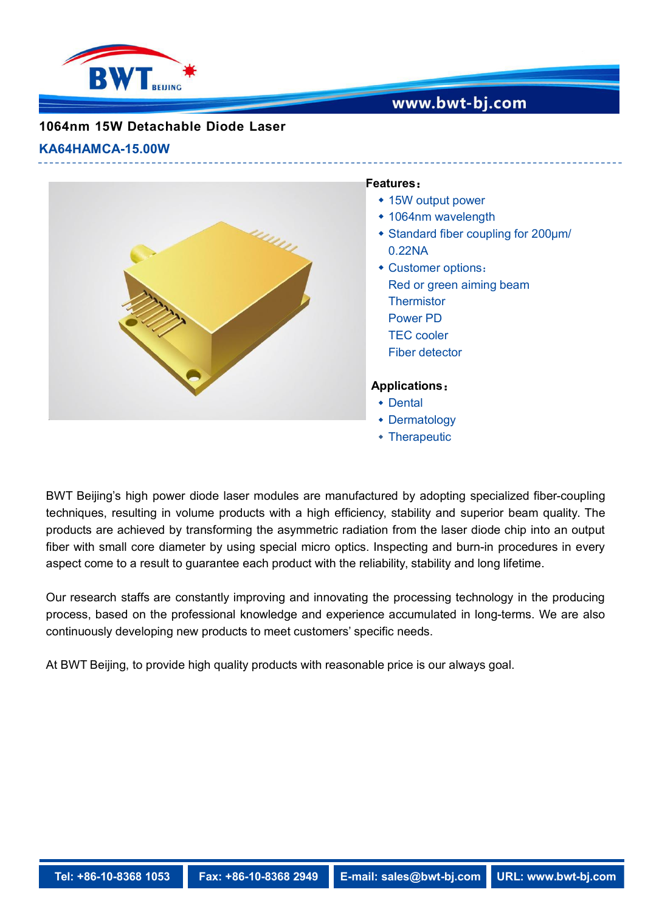# 1064nm 15W Detachable Diode Laser

## KA64HAMCA-15.00W

**Features：**

- 15W output power
- 1064nm wavelength
- Standard fiber coupling for 200μm/ 0.22NA
- Customer options：
  Red or green aiming beam
  Thermistor
  Power PD
  TEC cooler
  Fiber detector

**Applications：**

- Dental
- Dermatology
- Therapeutic

BWT Beijing's high power diode laser modules are manufactured by adopting specialized fiber-coupling techniques, resulting in volume products with a high efficiency, stability and superior beam quality. The products are achieved by transforming the asymmetric radiation from the laser diode chip into an output fiber with small core diameter by using special micro optics. Inspecting and burn-in procedures in every aspect come to a result to guarantee each product with the reliability, stability and long lifetime.

Our research staffs are constantly improving and innovating the processing technology in the producing process, based on the professional knowledge and experience accumulated in long-terms. We are also continuously developing new products to meet customers' specific needs.

At BWT Beijing, to provide high quality products with reasonable price is our always goal.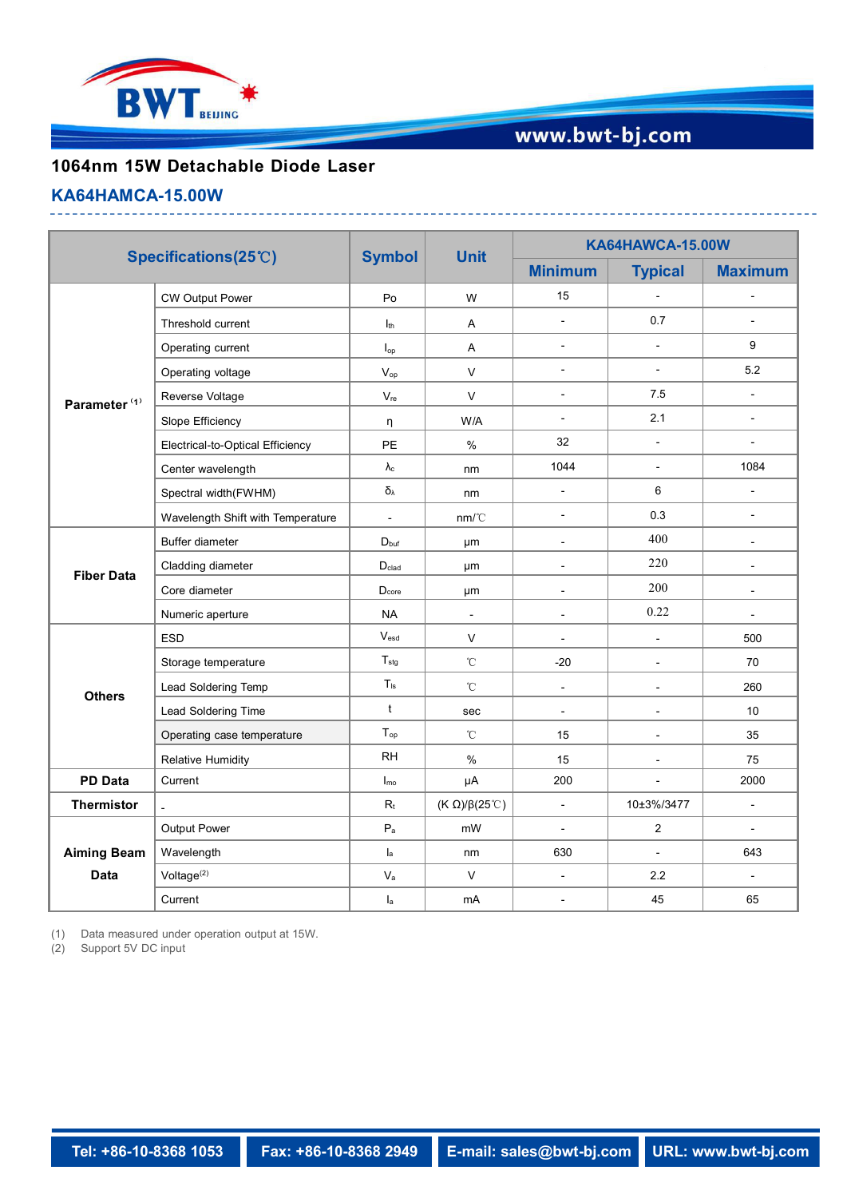# 1064nm 15W Detachable Diode Laser

## KA64HAMCA-15.00W

| Specifications(25℃) | | Symbol | Unit | KA64HAWCA-15.00W | | |
|---|---|---|---|---|---|---|
| | | | | Minimum | Typical | Maximum |
| Parameter [1] | CW Output Power | Po | W | 15 | - | - |
| | Threshold current | $I_{th}$ | A | - | 0.7 | - |
| | Operating current | $I_{op}$ | A | - | - | 9 |
| | Operating voltage | $V_{op}$ | V | - | - | 5.2 |
| | Reverse Voltage | $V_{re}$ | V | - | 7.5 | - |
| | Slope Efficiency | η | W/A | - | 2.1 | - |
| | Electrical-to-Optical Efficiency | PE | % | 32 | - | - |
| | Center wavelength | $\lambda_c$ | nm | 1044 | - | 1084 |
| | Spectral width(FWHM) | $\delta_\lambda$ | nm | - | 6 | - |
| | Wavelength Shift with Temperature | - | nm/℃ | - | 0.3 | - |
| Fiber Data | Buffer diameter | $D_{buf}$ | μm | - | 400 | - |
| | Cladding diameter | $D_{clad}$ | μm | - | 220 | - |
| | Core diameter | $D_{core}$ | μm | - | 200 | - |
| | Numeric aperture | NA | - | - | 0.22 | - |
| Others | ESD | $V_{esd}$ | V | - | - | 500 |
| | Storage temperature | $T_{stg}$ | ℃ | -20 | - | 70 |
| | Lead Soldering Temp | $T_{ls}$ | ℃ | - | - | 260 |
| | Lead Soldering Time | t | sec | - | - | 10 |
| | Operating case temperature | $T_{op}$ | ℃ | 15 | - | 35 |
| | Relative Humidity | RH | % | 15 | - | 75 |
| PD Data | Current | $I_{mo}$ | μA | 200 | - | 2000 |
| Thermistor | - | $R_t$ | (K Ω)/β(25℃) | - | 10±3%/3477 | - |
| Aiming Beam Data | Output Power | $P_a$ | mW | - | 2 | - |
| | Wavelength | $l_a$ | nm | 630 | - | 643 |
| | Voltage[2] | $V_a$ | V | - | 2.2 | - |
| | Current | $I_a$ | mA | - | 45 | 65 |

(1) Data measured under operation output at 15W.
(2) Support 5V DC input

Tel: +86-10-8368 1053 | Fax: +86-10-8368 2949 | E-mail: sales@bwt-bj.com | URL: www.bwt-bj.com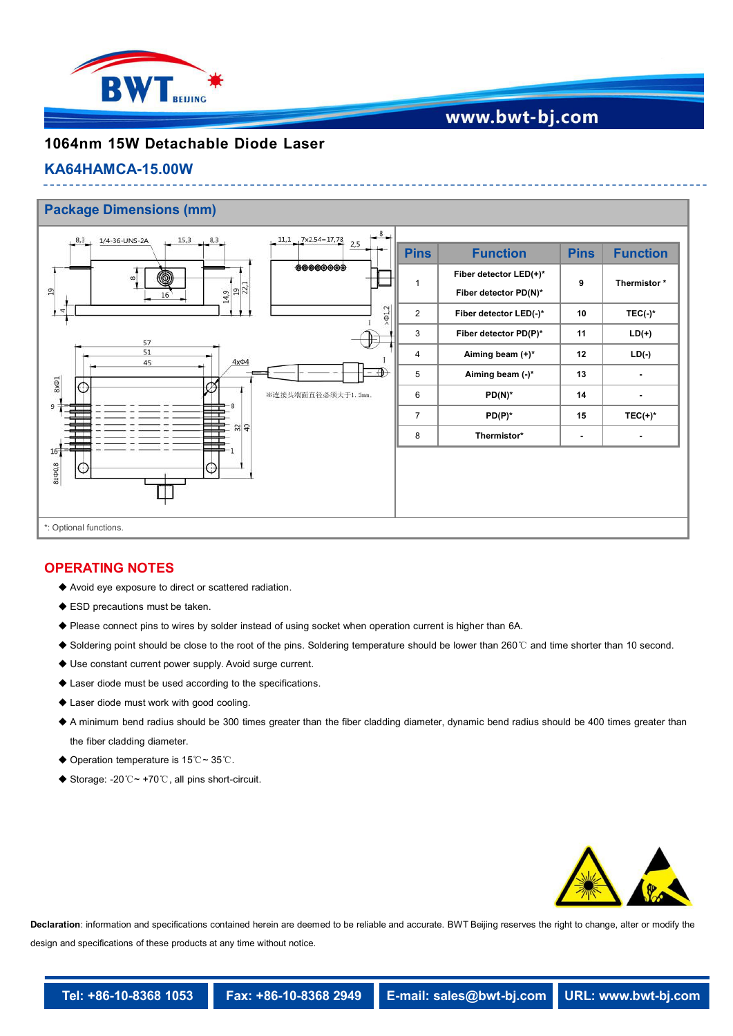# 1064nm 15W Detachable Diode Laser

## KA64HAMCA-15.00W

### Package Dimensions (mm)

8,3
1/4-36-UNS-2A
15,3
8,3
11,1
7x2.54=17,78
2,5
8
19
4
8
16
14,9
19
22,1
Φ1,2
57
51
45
4xΦ4
8xΦ1
9
8
32
40
16
1
8xΦ0,8
※连接头端面直径必须大于1.2mm.

| Pins | Function | Pins | Function |
|---|---|---|---|
| 1 | Fiber detector LED(+)* Fiber detector PD(N)* | 9 | Thermistor * |
| 2 | Fiber detector LED(-)* | 10 | TEC(-)* |
| 3 | Fiber detector PD(P)* | 11 | LD(+) |
| 4 | Aiming beam (+)* | 12 | LD(-) |
| 5 | Aiming beam (-)* | 13 | - |
| 6 | PD(N)* | 14 | - |
| 7 | PD(P)* | 15 | TEC(+)* |
| 8 | Thermistor* | - | - |

*: Optional functions.

## OPERATING NOTES

- ◆ Avoid eye exposure to direct or scattered radiation.
- ◆ ESD precautions must be taken.
- ◆ Please connect pins to wires by solder instead of using socket when operation current is higher than 6A.
- ◆ Soldering point should be close to the root of the pins. Soldering temperature should be lower than 260℃ and time shorter than 10 second.
- ◆ Use constant current power supply. Avoid surge current.
- ◆ Laser diode must be used according to the specifications.
- ◆ Laser diode must work with good cooling.
- ◆ A minimum bend radius should be 300 times greater than the fiber cladding diameter, dynamic bend radius should be 400 times greater than the fiber cladding diameter.
- ◆ Operation temperature is 15℃~ 35℃.
- ◆ Storage: -20℃~ +70℃, all pins short-circuit.

**Declaration**: information and specifications contained herein are deemed to be reliable and accurate. BWT Beijing reserves the right to change, alter or modify the design and specifications of these products at any time without notice.

Tel: +86-10-8368 1053 | Fax: +86-10-8368 2949 | E-mail: sales@bwt-bj.com | URL: www.bwt-bj.com